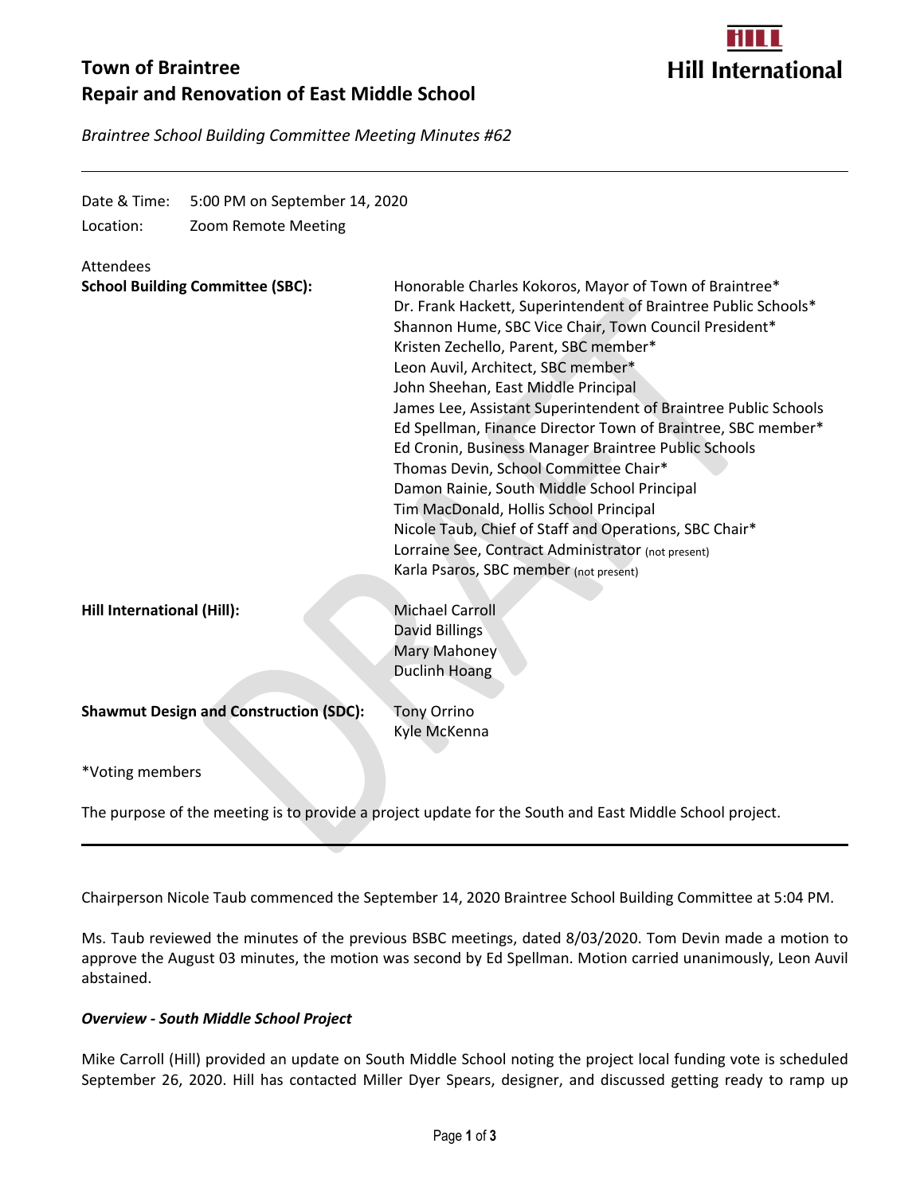# Town of Braintree
# Repair and Renovation of East Middle School

Hill International

*Braintree School Building Committee Meeting Minutes #62*

---

Date & Time: 5:00 PM on September 14, 2020

Location: Zoom Remote Meeting

Attendees

**School Building Committee (SBC):**

Honorable Charles Kokoros, Mayor of Town of Braintree*
Dr. Frank Hackett, Superintendent of Braintree Public Schools*
Shannon Hume, SBC Vice Chair, Town Council President*
Kristen Zechello, Parent, SBC member*
Leon Auvil, Architect, SBC member*
John Sheehan, East Middle Principal
James Lee, Assistant Superintendent of Braintree Public Schools
Ed Spellman, Finance Director Town of Braintree, SBC member*
Ed Cronin, Business Manager Braintree Public Schools
Thomas Devin, School Committee Chair*
Damon Rainie, South Middle School Principal
Tim MacDonald, Hollis School Principal
Nicole Taub, Chief of Staff and Operations, SBC Chair*
Lorraine See, Contract Administrator (not present)
Karla Psaros, SBC member (not present)

**Hill International (Hill):**

Michael Carroll
David Billings
Mary Mahoney
Duclinh Hoang

**Shawmut Design and Construction (SDC):**

Tony Orrino
Kyle McKenna

*Voting members

The purpose of the meeting is to provide a project update for the South and East Middle School project.

---

Chairperson Nicole Taub commenced the September 14, 2020 Braintree School Building Committee at 5:04 PM.

Ms. Taub reviewed the minutes of the previous BSBC meetings, dated 8/03/2020. Tom Devin made a motion to approve the August 03 minutes, the motion was second by Ed Spellman. Motion carried unanimously, Leon Auvil abstained.

***Overview - South Middle School Project***

Mike Carroll (Hill) provided an update on South Middle School noting the project local funding vote is scheduled September 26, 2020. Hill has contacted Miller Dyer Spears, designer, and discussed getting ready to ramp up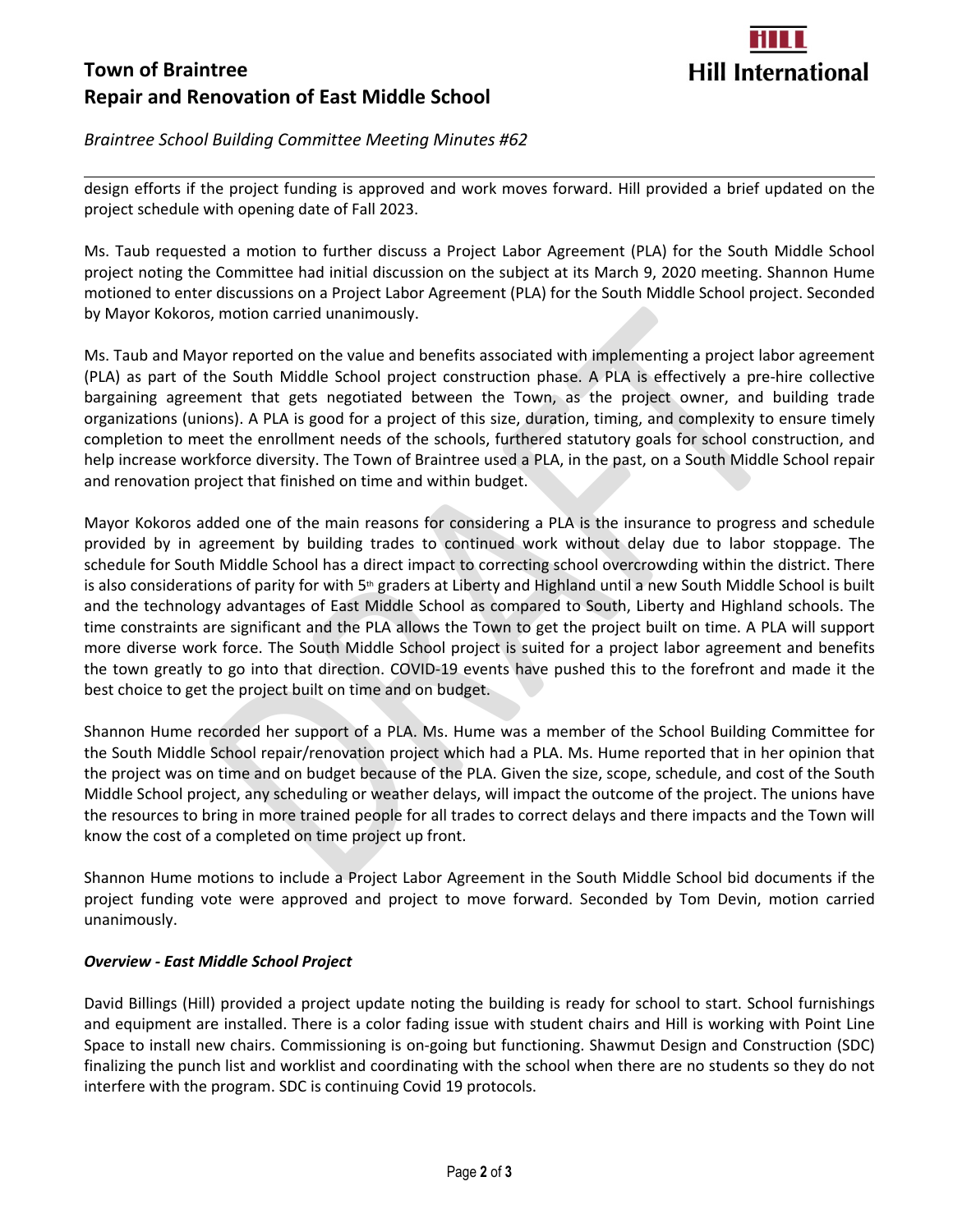design efforts if the project funding is approved and work moves forward. Hill provided a brief updated on the project schedule with opening date of Fall 2023.

Ms. Taub requested a motion to further discuss a Project Labor Agreement (PLA) for the South Middle School project noting the Committee had initial discussion on the subject at its March 9, 2020 meeting. Shannon Hume motioned to enter discussions on a Project Labor Agreement (PLA) for the South Middle School project. Seconded by Mayor Kokoros, motion carried unanimously.

Ms. Taub and Mayor reported on the value and benefits associated with implementing a project labor agreement (PLA) as part of the South Middle School project construction phase. A PLA is effectively a pre-hire collective bargaining agreement that gets negotiated between the Town, as the project owner, and building trade organizations (unions). A PLA is good for a project of this size, duration, timing, and complexity to ensure timely completion to meet the enrollment needs of the schools, furthered statutory goals for school construction, and help increase workforce diversity. The Town of Braintree used a PLA, in the past, on a South Middle School repair and renovation project that finished on time and within budget.

Mayor Kokoros added one of the main reasons for considering a PLA is the insurance to progress and schedule provided by in agreement by building trades to continued work without delay due to labor stoppage. The schedule for South Middle School has a direct impact to correcting school overcrowding within the district. There is also considerations of parity for with 5th graders at Liberty and Highland until a new South Middle School is built and the technology advantages of East Middle School as compared to South, Liberty and Highland schools. The time constraints are significant and the PLA allows the Town to get the project built on time. A PLA will support more diverse work force. The South Middle School project is suited for a project labor agreement and benefits the town greatly to go into that direction. COVID-19 events have pushed this to the forefront and made it the best choice to get the project built on time and on budget.

Shannon Hume recorded her support of a PLA. Ms. Hume was a member of the School Building Committee for the South Middle School repair/renovation project which had a PLA. Ms. Hume reported that in her opinion that the project was on time and on budget because of the PLA. Given the size, scope, schedule, and cost of the South Middle School project, any scheduling or weather delays, will impact the outcome of the project. The unions have the resources to bring in more trained people for all trades to correct delays and there impacts and the Town will know the cost of a completed on time project up front.

Shannon Hume motions to include a Project Labor Agreement in the South Middle School bid documents if the project funding vote were approved and project to move forward. Seconded by Tom Devin, motion carried unanimously.

***Overview - East Middle School Project***

David Billings (Hill) provided a project update noting the building is ready for school to start. School furnishings and equipment are installed. There is a color fading issue with student chairs and Hill is working with Point Line Space to install new chairs. Commissioning is on-going but functioning. Shawmut Design and Construction (SDC) finalizing the punch list and worklist and coordinating with the school when there are no students so they do not interfere with the program. SDC is continuing Covid 19 protocols.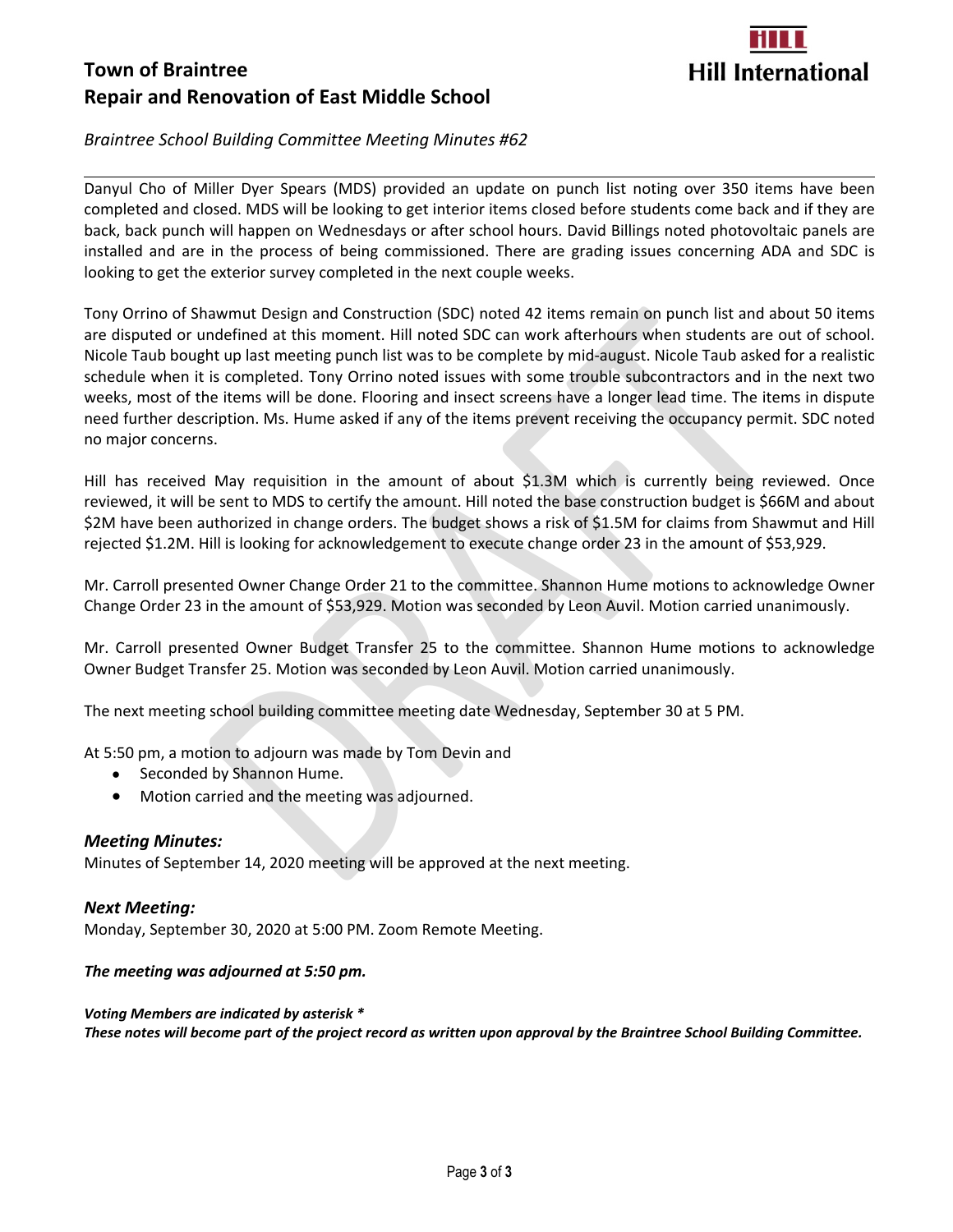# Town of Braintree
## Repair and Renovation of East Middle School

*Braintree School Building Committee Meeting Minutes #62*

---

Danyul Cho of Miller Dyer Spears (MDS) provided an update on punch list noting over 350 items have been completed and closed. MDS will be looking to get interior items closed before students come back and if they are back, back punch will happen on Wednesdays or after school hours. David Billings noted photovoltaic panels are installed and are in the process of being commissioned. There are grading issues concerning ADA and SDC is looking to get the exterior survey completed in the next couple weeks.

Tony Orrino of Shawmut Design and Construction (SDC) noted 42 items remain on punch list and about 50 items are disputed or undefined at this moment. Hill noted SDC can work afterhours when students are out of school. Nicole Taub bought up last meeting punch list was to be complete by mid-august. Nicole Taub asked for a realistic schedule when it is completed. Tony Orrino noted issues with some trouble subcontractors and in the next two weeks, most of the items will be done. Flooring and insect screens have a longer lead time. The items in dispute need further description. Ms. Hume asked if any of the items prevent receiving the occupancy permit. SDC noted no major concerns.

Hill has received May requisition in the amount of about $1.3M which is currently being reviewed. Once reviewed, it will be sent to MDS to certify the amount. Hill noted the base construction budget is $66M and about $2M have been authorized in change orders. The budget shows a risk of $1.5M for claims from Shawmut and Hill rejected $1.2M. Hill is looking for acknowledgement to execute change order 23 in the amount of $53,929.

Mr. Carroll presented Owner Change Order 21 to the committee. Shannon Hume motions to acknowledge Owner Change Order 23 in the amount of $53,929. Motion was seconded by Leon Auvil. Motion carried unanimously.

Mr. Carroll presented Owner Budget Transfer 25 to the committee. Shannon Hume motions to acknowledge Owner Budget Transfer 25. Motion was seconded by Leon Auvil. Motion carried unanimously.

The next meeting school building committee meeting date Wednesday, September 30 at 5 PM.

At 5:50 pm, a motion to adjourn was made by Tom Devin and

- Seconded by Shannon Hume.
- Motion carried and the meeting was adjourned.

### *Meeting Minutes:*

Minutes of September 14, 2020 meeting will be approved at the next meeting.

### *Next Meeting:*

Monday, September 30, 2020 at 5:00 PM. Zoom Remote Meeting.

***The meeting was adjourned at 5:50 pm.***

***Voting Members are indicated by asterisk \****

***These notes will become part of the project record as written upon approval by the Braintree School Building Committee.***